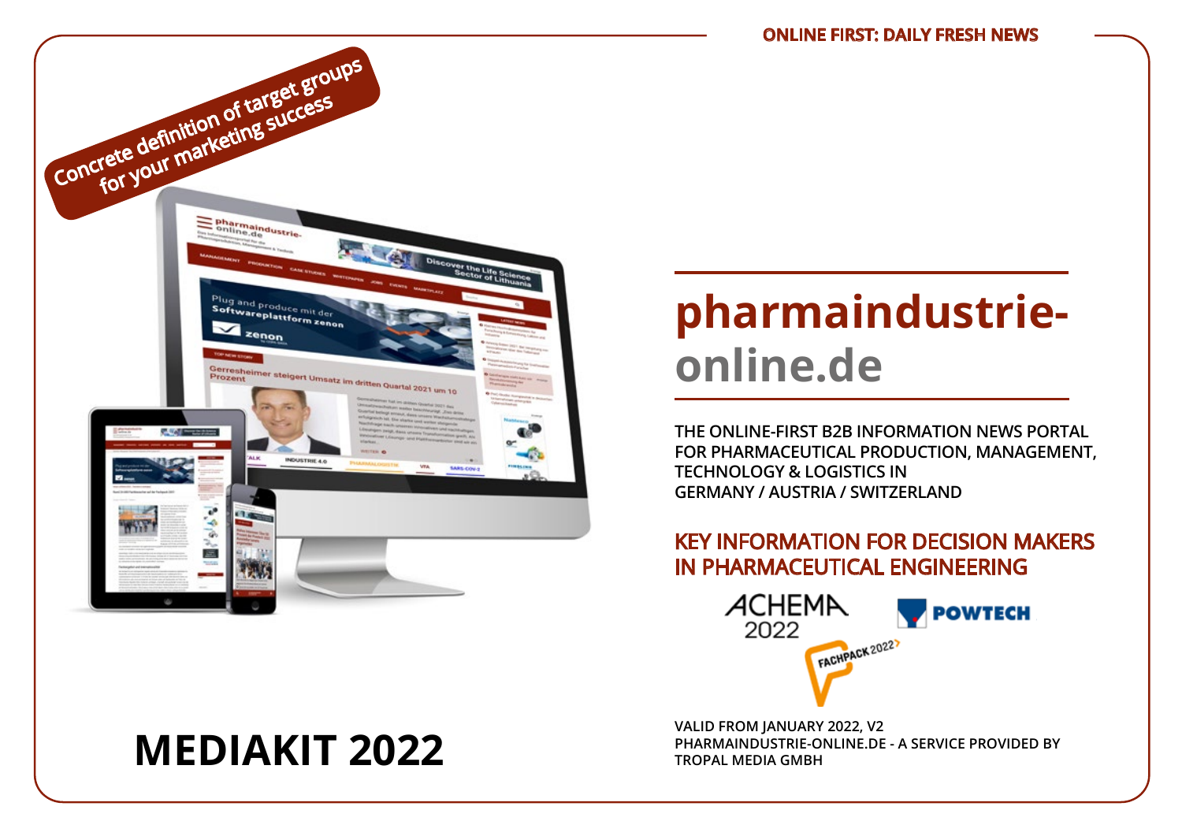ONLINE FIRST: DAILY FRESH NEWS

Concrete definition of target groups for your marketing success

# pharmaindustrie-online.de

**THE ONLINE-FIRST B2B INFORMATION NEWS PORTAL FOR PHARMACEUTICAL PRODUCTION, MANAGEMENT, TECHNOLOGY & LOGISTICS IN GERMANY / AUSTRIA / SWITZERLAND**

## KEY INFORMATION FOR DECISION MAKERS IN PHARMACEUTICAL ENGINEERING

ACHEMA 2022

POWTECH

FACHPACK 2022

# MEDIAKIT 2022

**VALID FROM JANUARY 2022, V2**
**PHARMAINDUSTRIE-ONLINE.DE - A SERVICE PROVIDED BY TROPAL MEDIA GMBH**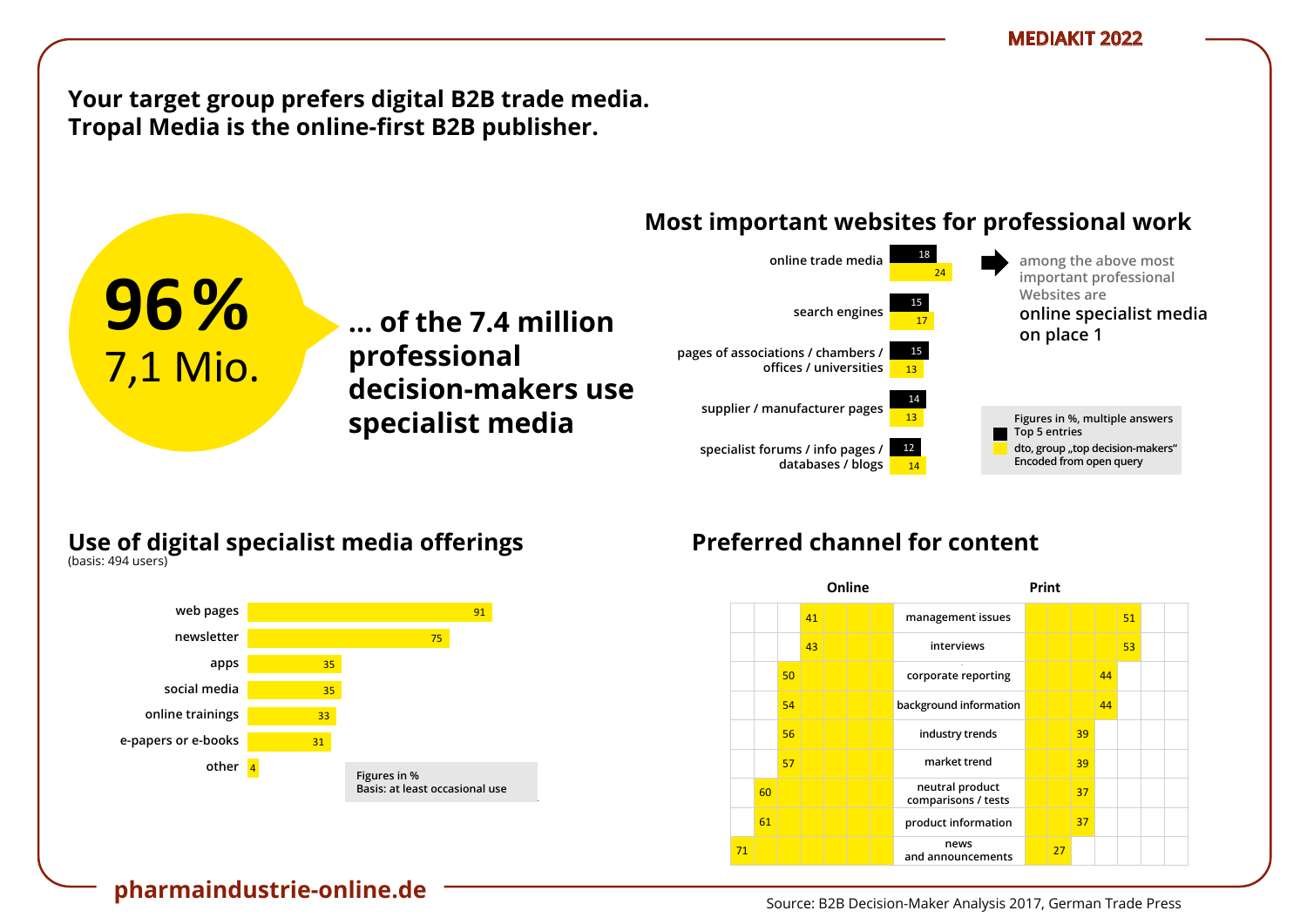**Your target group prefers digital B2B trade media.**
**Tropal Media is the online-first B2B publisher.**

**96 %**
7,1 Mio.

**... of the 7.4 million professional decision-makers use specialist media**

## Most important websites for professional work

| | Top 5 entries | Group „top decision-makers" |
|---|---|---|
| online trade media | 18 | 24 |
| search engines | 15 | 17 |
| pages of associations / chambers / offices / universities | 15 | 13 |
| supplier / manufacturer pages | 14 | 13 |
| specialist forums / info pages / databases / blogs | 12 | 14 |

among the above most important professional Websites are **online specialist media on place 1**

Figures in %, multiple answers
Top 5 entries
dto, group „top decision-makers"
Encoded from open query

## Use of digital specialist media offerings

(basis: 494 users)

| Offering | % |
|---|---|
| web pages | 91 |
| newsletter | 75 |
| apps | 35 |
| social media | 35 |
| online trainings | 33 |
| e-papers or e-books | 31 |
| other | 4 |

Figures in %
Basis: at least occasional use

## Preferred channel for content

| Online | Content | Print |
|---|---|---|
| 41 | management issues | 51 |
| 43 | interviews | 53 |
| 50 | corporate reporting | 44 |
| 54 | background information | 44 |
| 56 | industry trends | 39 |
| 57 | market trend | 39 |
| 60 | neutral product comparisons / tests | 37 |
| 61 | product information | 37 |
| 71 | news and announcements | 27 |

pharmaindustrie-online.de

Source: B2B Decision-Maker Analysis 2017, German Trade Press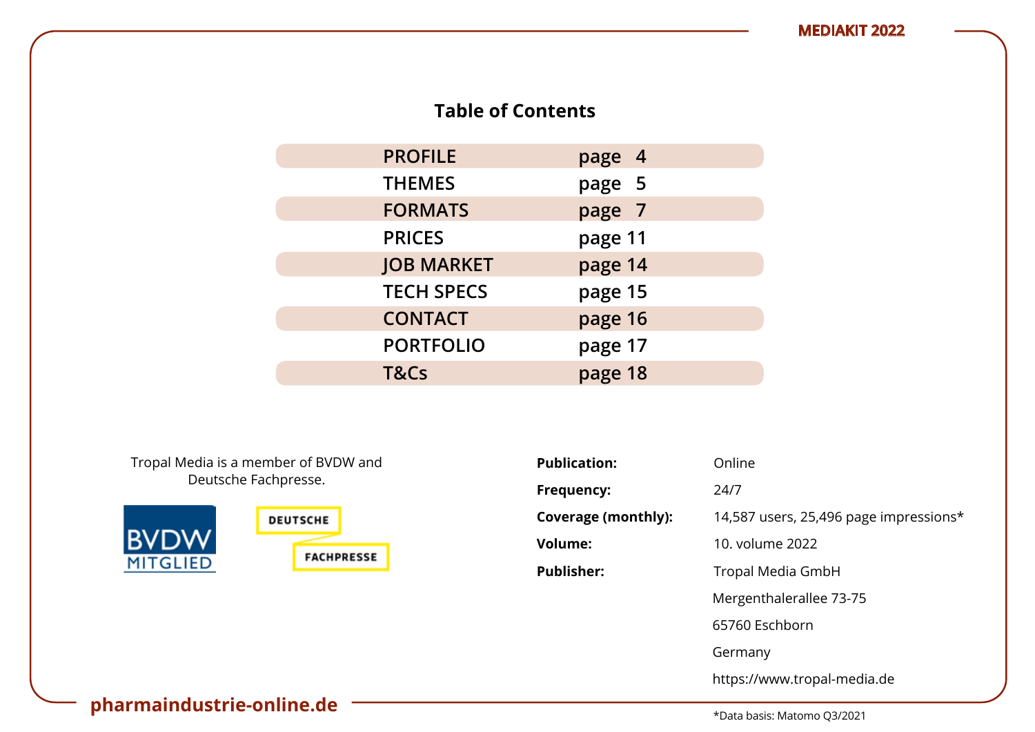## Table of Contents

| | |
|---|---|
| PROFILE | page 4 |
| THEMES | page 5 |
| FORMATS | page 7 |
| PRICES | page 11 |
| JOB MARKET | page 14 |
| TECH SPECS | page 15 |
| CONTACT | page 16 |
| PORTFOLIO | page 17 |
| T&Cs | page 18 |

Tropal Media is a member of BVDW and Deutsche Fachpresse.

BVDW MITGLIED

DEUTSCHE FACHPRESSE

| | |
|---|---|
| **Publication:** | Online |
| **Frequency:** | 24/7 |
| **Coverage (monthly):** | 14,587 users, 25,496 page impressions* |
| **Volume:** | 10. volume 2022 |
| **Publisher:** | Tropal Media GmbH<br>Mergenthaleralle 73-75<br>65760 Eschborn<br>Germany<br>https://www.tropal-media.de |

*Data basis: Matomo Q3/2021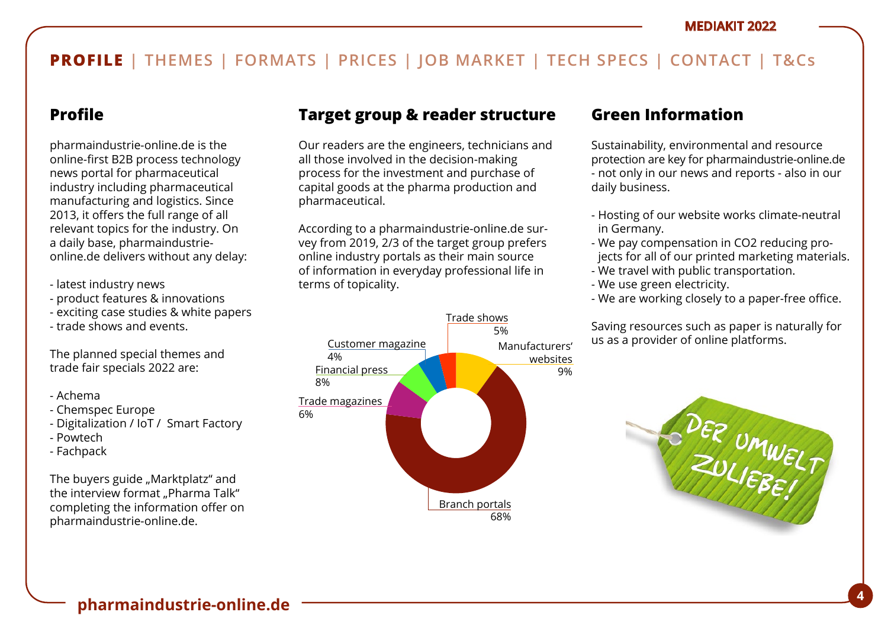**PROFILE** | THEMES | FORMATS | PRICES | JOB MARKET | TECH SPECS | CONTACT | T&Cs

## Profile

pharmaindustrie-online.de is the online-first B2B process technology news portal for pharmaceutical industry including pharmaceutical manufacturing and logistics. Since 2013, it offers the full range of all relevant topics for the industry. On a daily base, pharmaindustrie-online.de delivers without any delay:

- latest industry news
- product features & innovations
- exciting case studies & white papers
- trade shows and events.

The planned special themes and trade fair specials 2022 are:

- Achema
- Chemspec Europe
- Digitalization / IoT / Smart Factory
- Powtech
- Fachpack

The buyers guide „Marktplatz“ and the interview format „Pharma Talk“ completing the information offer on pharmaindustrie-online.de.

## Target group & reader structure

Our readers are the engineers, technicians and all those involved in the decision-making process for the investment and purchase of capital goods at the pharma production and pharmaceutical.

According to a pharmaindustrie-online.de survey from 2019, 2/3 of the target group prefers online industry portals as their main source of information in everyday professional life in terms of topicality.

| Source | Share |
|---|---|
| Branch portals | 68% |
| Manufacturers' websites | 9% |
| Financial press | 8% |
| Trade magazines | 6% |
| Trade shows | 5% |
| Customer magazine | 4% |

## Green Information

Sustainability, environmental and resource protection are key for pharmaindustrie-online.de - not only in our news and reports - also in our daily business.

- Hosting of our website works climate-neutral in Germany.
- We pay compensation in $CO_2$ reducing projects for all of our printed marketing materials.
- We travel with public transportation.
- We use green electricity.
- We are working closely to a paper-free office.

Saving resources such as paper is naturally for us as a provider of online platforms.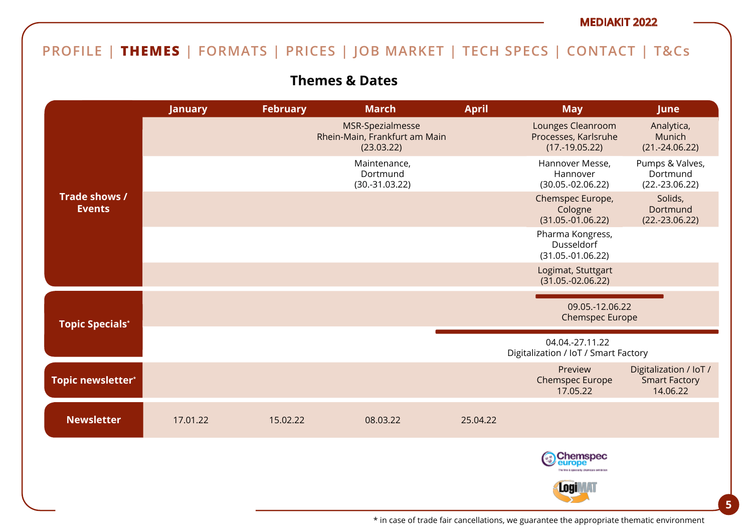PROFILE | **THEMES** | FORMATS | PRICES | JOB MARKET | TECH SPECS | CONTACT | T&Cs

## Themes & Dates

| | January | February | March | April | May | June |
|---|---|---|---|---|---|---|
| Trade shows / Events | | | MSR-Spezialmesse Rhein-Main, Frankfurt am Main (23.03.22) | | Lounges Cleanroom Processes, Karlsruhe (17.-19.05.22) | Analytica, Munich (21.-24.06.22) |
| | | | Maintenance, Dortmund (30.-31.03.22) | | Hannover Messe, Hannover (30.05.-02.06.22) | Pumps & Valves, Dortmund (22.-23.06.22) |
| | | | | | Chemspec Europe, Cologne (31.05.-01.06.22) | Solids, Dortmund (22.-23.06.22) |
| | | | | | Pharma Kongress, Dusseldorf (31.05.-01.06.22) | |
| | | | | | Logimat, Stuttgart (31.05.-02.06.22) | |
| Topic Specials* | | | | | 09.05.-12.06.22 Chemspec Europe | |
| | | | | 04.04.-27.11.22 Digitalization / IoT / Smart Factory | | |
| Topic newsletter* | | | | | Preview Chemspec Europe 17.05.22 | Digitalization / IoT / Smart Factory 14.06.22 |
| Newsletter | 17.01.22 | 15.02.22 | 08.03.22 | 25.04.22 | | |

\* in case of trade fair cancellations, we guarantee the appropriate thematic environment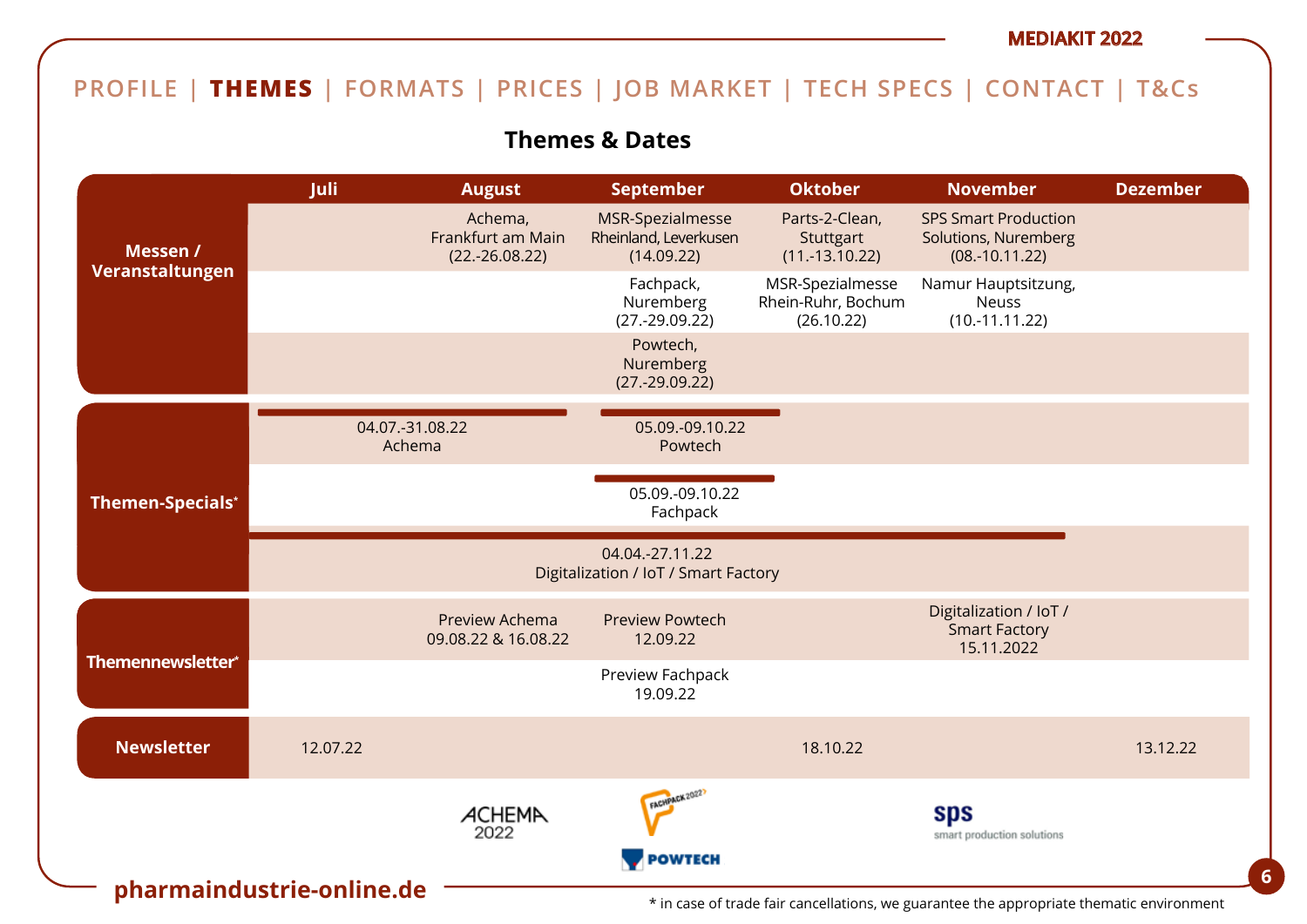PROFILE | **THEMES** | FORMATS | PRICES | JOB MARKET | TECH SPECS | CONTACT | T&Cs

## Themes & Dates

| | Juli | August | September | Oktober | November | Dezember |
|---|---|---|---|---|---|---|
| **Messen / Veranstaltungen** | | Achema, Frankfurt am Main (22.-26.08.22) | MSR-Spezialmesse Rheinland, Leverkusen (14.09.22) | Parts-2-Clean, Stuttgart (11.-13.10.22) | SPS Smart Production Solutions, Nuremberg (08.-10.11.22) | |
| | | | Fachpack, Nuremberg (27.-29.09.22) | MSR-Spezialmesse Rhein-Ruhr, Bochum (26.10.22) | Namur Hauptsitzung, Neuss (10.-11.11.22) | |
| | | | Powtech, Nuremberg (27.-29.09.22) | | | |
| **Themen-Specials*** | 04.07.-31.08.22 Achema | | 05.09.-09.10.22 Powtech | | | |
| | | | 05.09.-09.10.22 Fachpack | | | |
| | 04.04.-27.11.22 Digitalization / IoT / Smart Factory | | | | | |
| **Themennewsletter*** | | Preview Achema 09.08.22 & 16.08.22 | Preview Powtech 12.09.22 | | Digitalization / IoT / Smart Factory 15.11.2022 | |
| | | | Preview Fachpack 19.09.22 | | | |
| **Newsletter** | 12.07.22 | | | 18.10.22 | | 13.12.22 |

ACHEMA 2022 | FACHPACK 2022 | POWTECH | sps smart production solutions

pharmaindustrie-online.de

\* in case of trade fair cancellations, we guarantee the appropriate thematic environment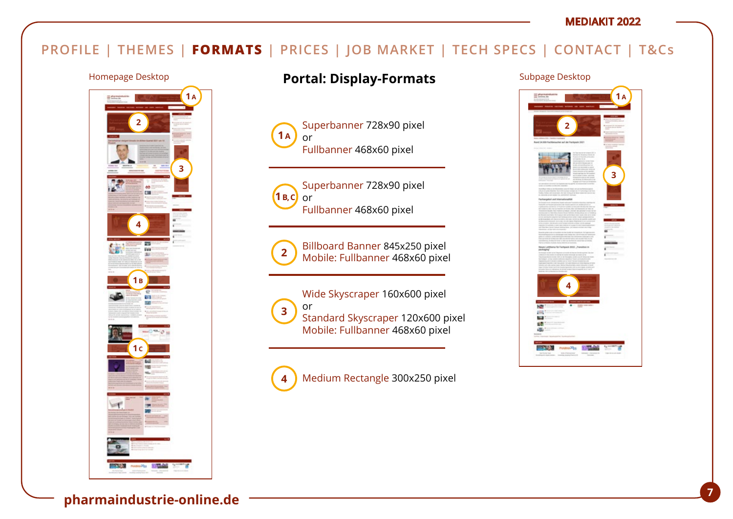PROFILE | THEMES | **FORMATS** | PRICES | JOB MARKET | TECH SPECS | CONTACT | T&Cs

Homepage Desktop

## Portal: Display-Formats

Subpage Desktop

**1A** Superbanner 728x90 pixel
or
Fullbanner 468x60 pixel

**1B,C** Superbanner 728x90 pixel
or
Fullbanner 468x60 pixel

**2** Billboard Banner 845x250 pixel
Mobile: Fullbanner 468x60 pixel

**3** Wide Skyscraper 160x600 pixel
or
Standard Skyscraper 120x600 pixel
Mobile: Fullbanner 468x60 pixel

**4** Medium Rectangle 300x250 pixel

pharmaindustrie-online.de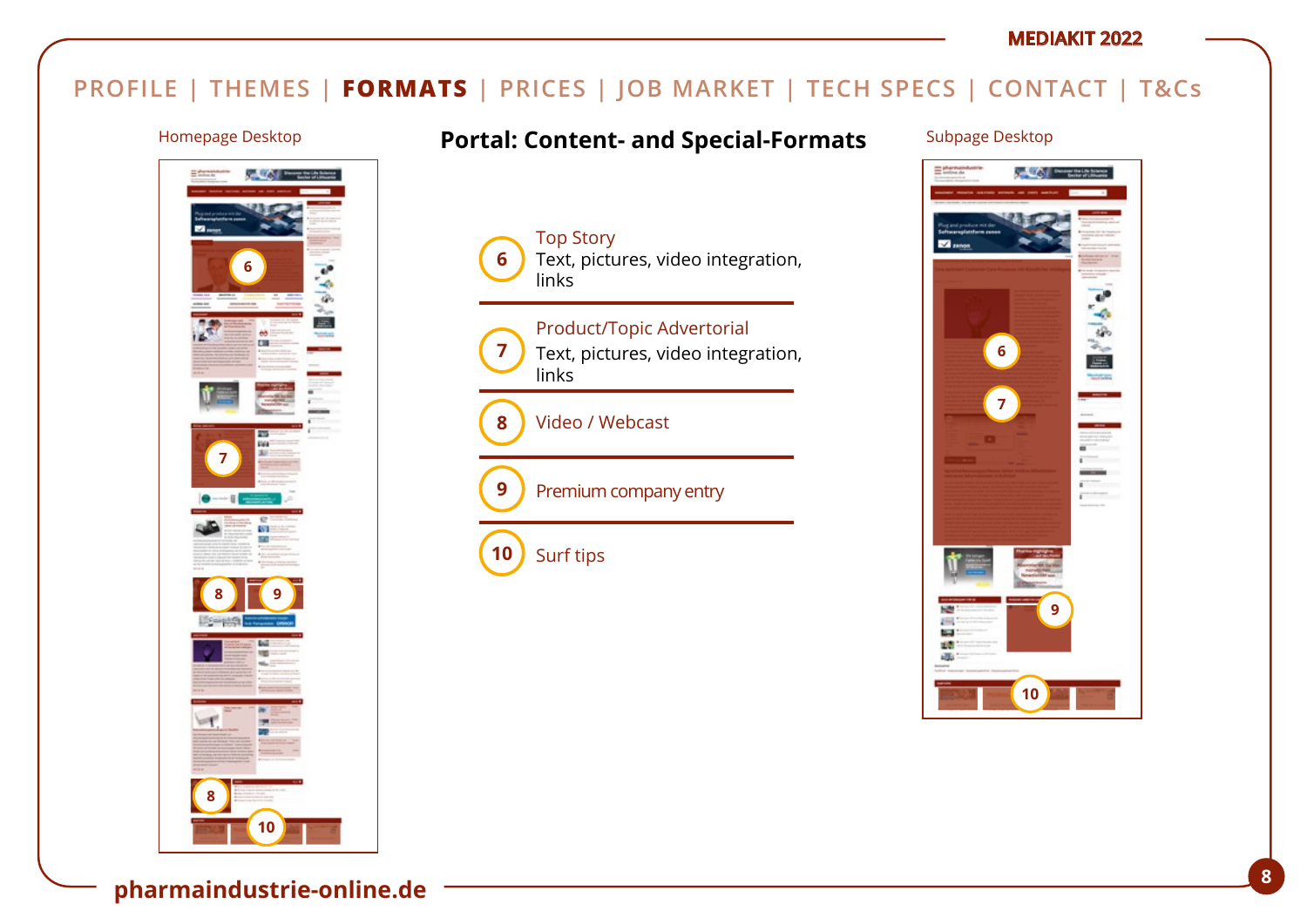PROFILE | THEMES | **FORMATS** | PRICES | JOB MARKET | TECH SPECS | CONTACT | T&Cs

# Portal: Content- and Special-Formats

Homepage Desktop

Subpage Desktop

**6** Top Story
Text, pictures, video integration, links

**7** Product/Topic Advertorial
Text, pictures, video integration, links

**8** Video / Webcast

**9** Premium company entry

**10** Surf tips

pharmaindustrie-online.de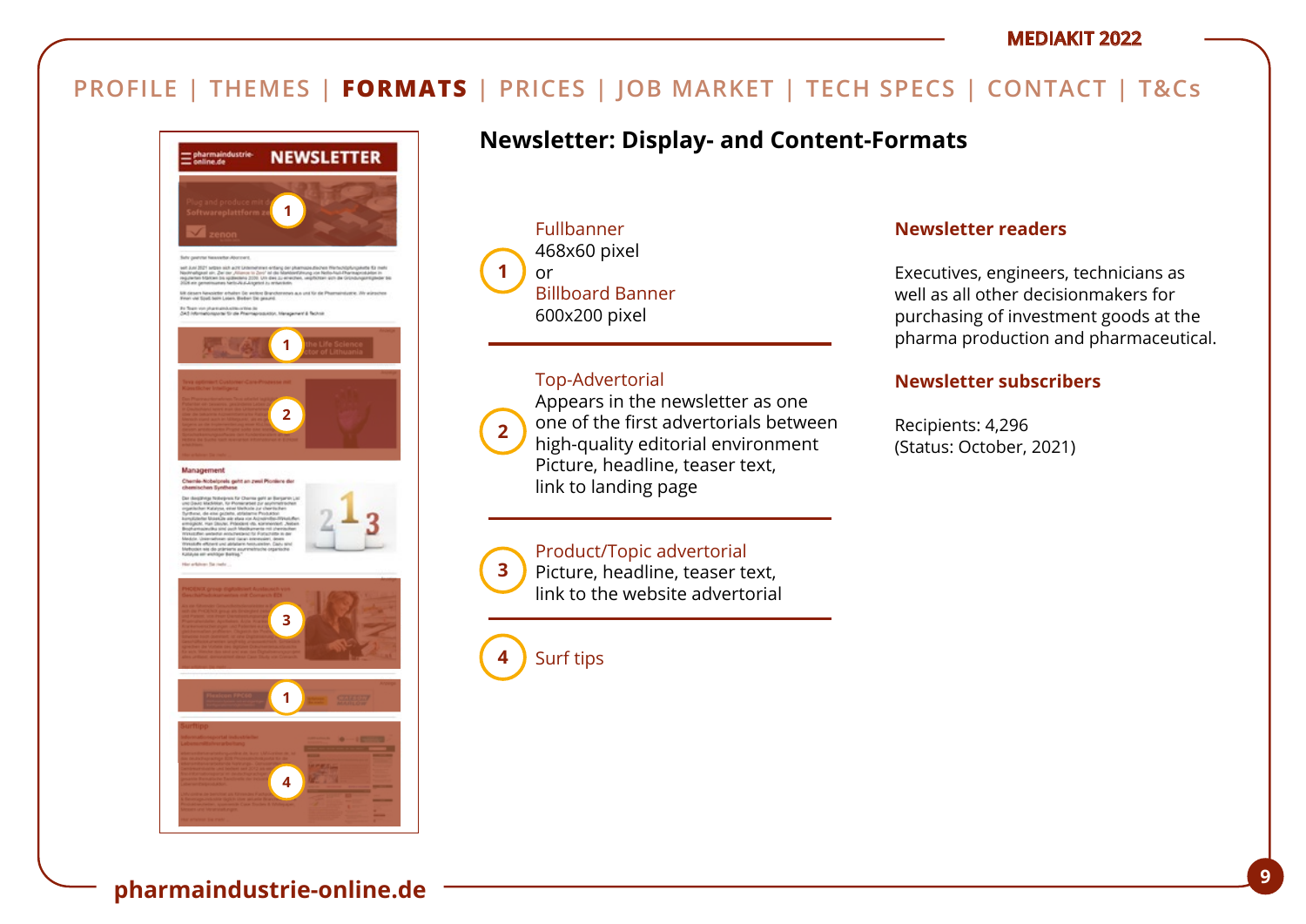PROFILE | THEMES | **FORMATS** | PRICES | JOB MARKET | TECH SPECS | CONTACT | T&Cs

## Newsletter: Display- and Content-Formats

**1** Fullbanner
468x60 pixel
or
Billboard Banner
600x200 pixel

**2** Top-Advertorial
Appears in the newsletter as one one of the first advertorials between high-quality editorial environment
Picture, headline, teaser text, link to landing page

**3** Product/Topic advertorial
Picture, headline, teaser text, link to the website advertorial

**4** Surf tips

### Newsletter readers

Executives, engineers, technicians as well as all other decisionmakers for purchasing of investment goods at the pharma production and pharmaceutical.

### Newsletter subscribers

Recipients: 4,296
(Status: October, 2021)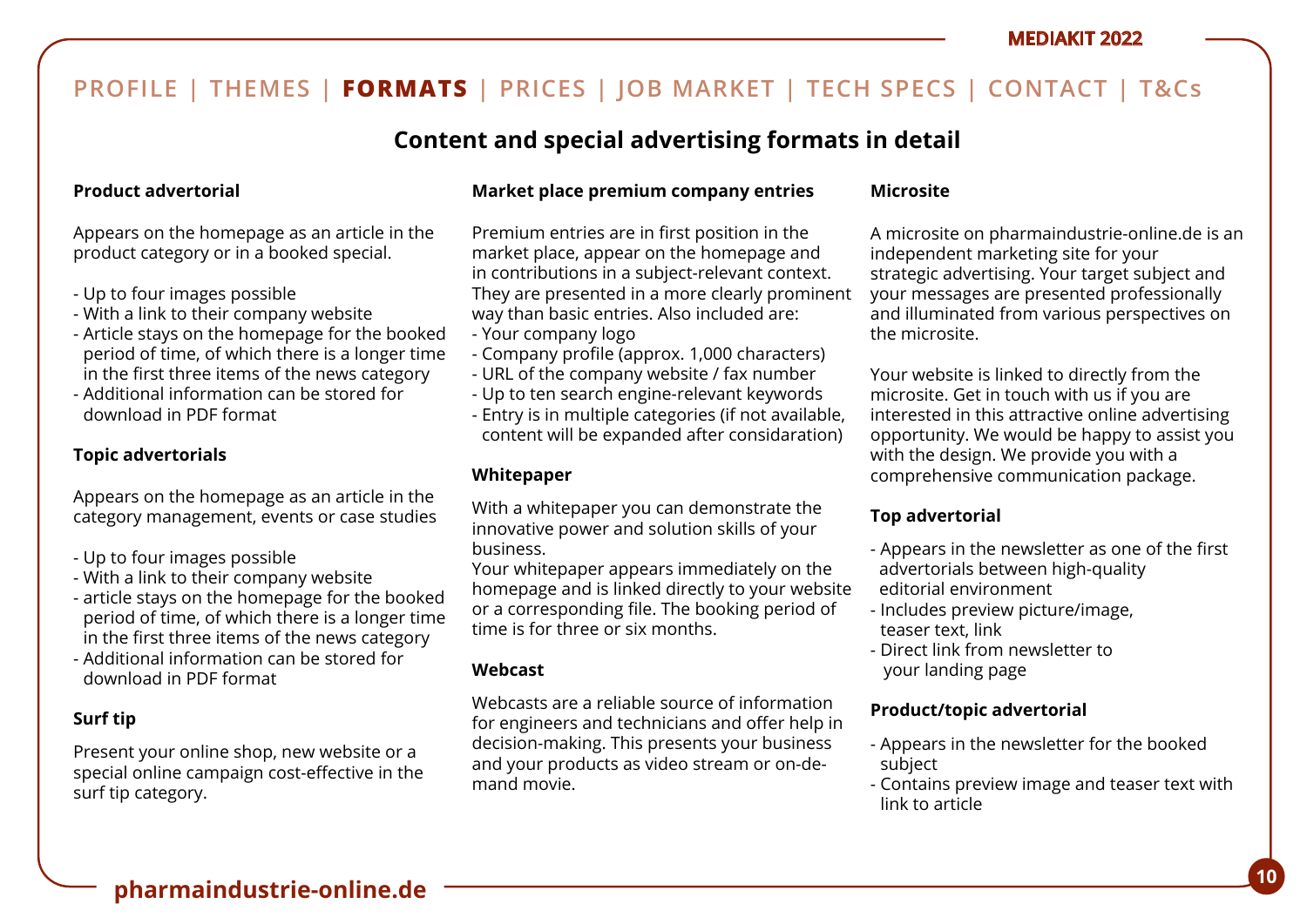PROFILE | THEMES | **FORMATS** | PRICES | JOB MARKET | TECH SPECS | CONTACT | T&Cs

## Content and special advertising formats in detail

### Product advertorial

Appears on the homepage as an article in the product category or in a booked special.

- Up to four images possible
- With a link to their company website
- Article stays on the homepage for the booked period of time, of which there is a longer time in the first three items of the news category
- Additional information can be stored for download in PDF format

### Topic advertorials

Appears on the homepage as an article in the category management, events or case studies

- Up to four images possible
- With a link to their company website
- article stays on the homepage for the booked period of time, of which there is a longer time in the first three items of the news category
- Additional information can be stored for download in PDF format

### Surf tip

Present your online shop, new website or a special online campaign cost-effective in the surf tip category.

### Market place premium company entries

Premium entries are in first position in the market place, appear on the homepage and in contributions in a subject-relevant context. They are presented in a more clearly prominent way than basic entries. Also included are:

- Your company logo
- Company profile (approx. 1,000 characters)
- URL of the company website / fax number
- Up to ten search engine-relevant keywords
- Entry is in multiple categories (if not available, content will be expanded after considaration)

### Whitepaper

With a whitepaper you can demonstrate the innovative power and solution skills of your business.
Your whitepaper appears immediately on the homepage and is linked directly to your website or a corresponding file. The booking period of time is for three or six months.

### Webcast

Webcasts are a reliable source of information for engineers and technicians and offer help in decision-making. This presents your business and your products as video stream or on-demand movie.

### Microsite

A microsite on pharmaindustrie-online.de is an independent marketing site for your strategic advertising. Your target subject and your messages are presented professionally and illuminated from various perspectives on the microsite.

Your website is linked to directly from the microsite. Get in touch with us if you are interested in this attractive online advertising opportunity. We would be happy to assist you with the design. We provide you with a comprehensive communication package.

### Top advertorial

- Appears in the newsletter as one of the first advertorials between high-quality editorial environment
- Includes preview picture/image, teaser text, link
- Direct link from newsletter to your landing page

### Product/topic advertorial

- Appears in the newsletter for the booked subject
- Contains preview image and teaser text with link to article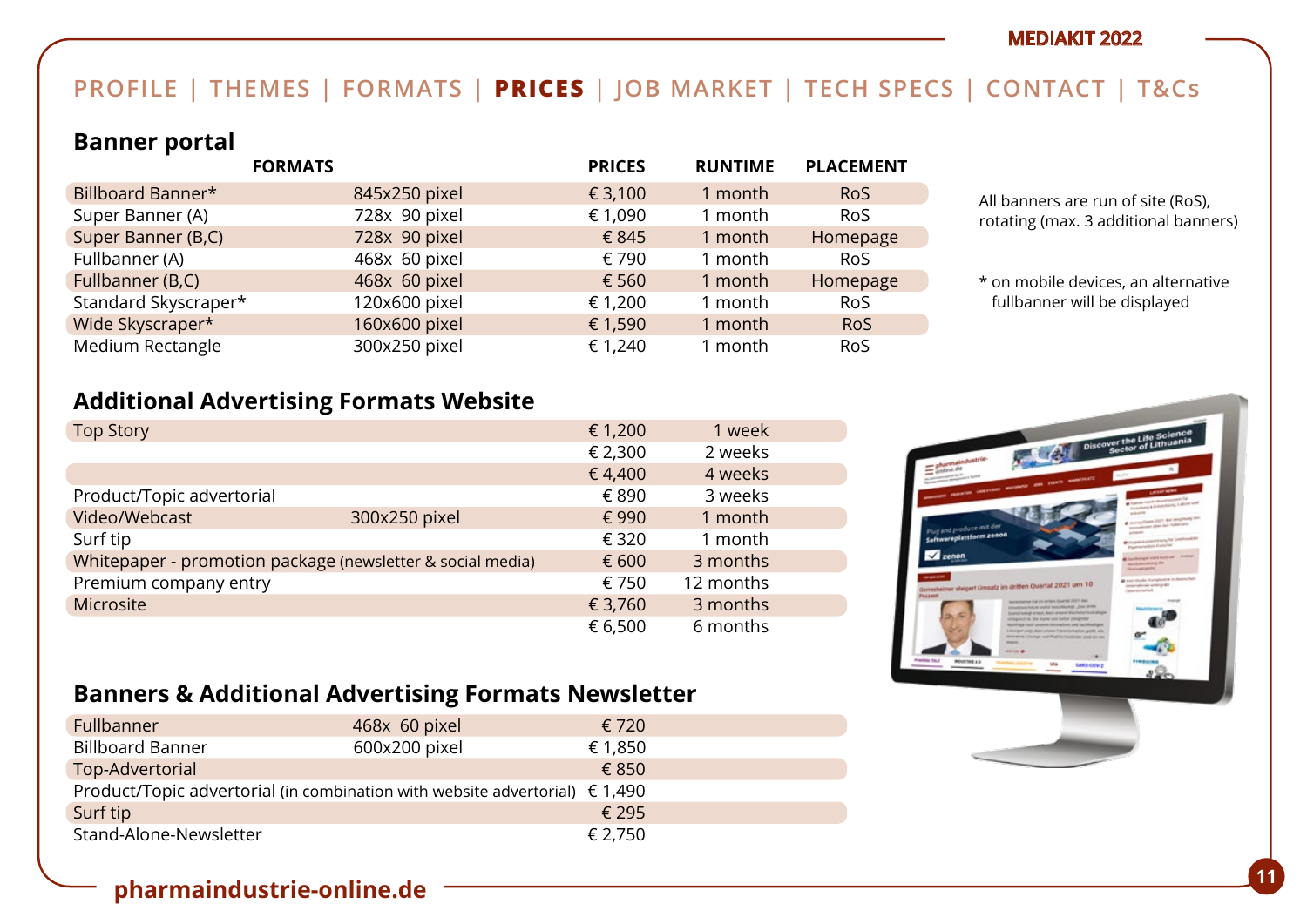PROFILE | THEMES | FORMATS | **PRICES** | JOB MARKET | TECH SPECS | CONTACT | T&Cs

## Banner portal

| FORMATS | | PRICES | RUNTIME | PLACEMENT |
|---|---|---|---|---|
| Billboard Banner* | 845x250 pixel | € 3,100 | 1 month | RoS |
| Super Banner (A) | 728x 90 pixel | € 1,090 | 1 month | RoS |
| Super Banner (B,C) | 728x 90 pixel | € 845 | 1 month | Homepage |
| Fullbanner (A) | 468x 60 pixel | € 790 | 1 month | RoS |
| Fullbanner (B,C) | 468x 60 pixel | € 560 | 1 month | Homepage |
| Standard Skyscraper* | 120x600 pixel | € 1,200 | 1 month | RoS |
| Wide Skyscraper* | 160x600 pixel | € 1,590 | 1 month | RoS |
| Medium Rectangle | 300x250 pixel | € 1,240 | 1 month | RoS |

All banners are run of site (RoS), rotating (max. 3 additional banners)

* on mobile devices, an alternative fullbanner will be displayed

## Additional Advertising Formats Website

| | | | |
|---|---|---|---|
| Top Story | | € 1,200 | 1 week |
| | | € 2,300 | 2 weeks |
| | | € 4,400 | 4 weeks |
| Product/Topic advertorial | | € 890 | 3 weeks |
| Video/Webcast | 300x250 pixel | € 990 | 1 month |
| Surf tip | | € 320 | 1 month |
| Whitepaper - promotion package (newsletter & social media) | | € 600 | 3 months |
| Premium company entry | | € 750 | 12 months |
| Microsite | | € 3,760 | 3 months |
| | | € 6,500 | 6 months |

## Banners & Additional Advertising Formats Newsletter

| | | |
|---|---|---|
| Fullbanner | 468x 60 pixel | € 720 |
| Billboard Banner | 600x200 pixel | € 1,850 |
| Top-Advertorial | | € 850 |
| Product/Topic advertorial (in combination with website advertorial) | | € 1,490 |
| Surf tip | | € 295 |
| Stand-Alone-Newsletter | | € 2,750 |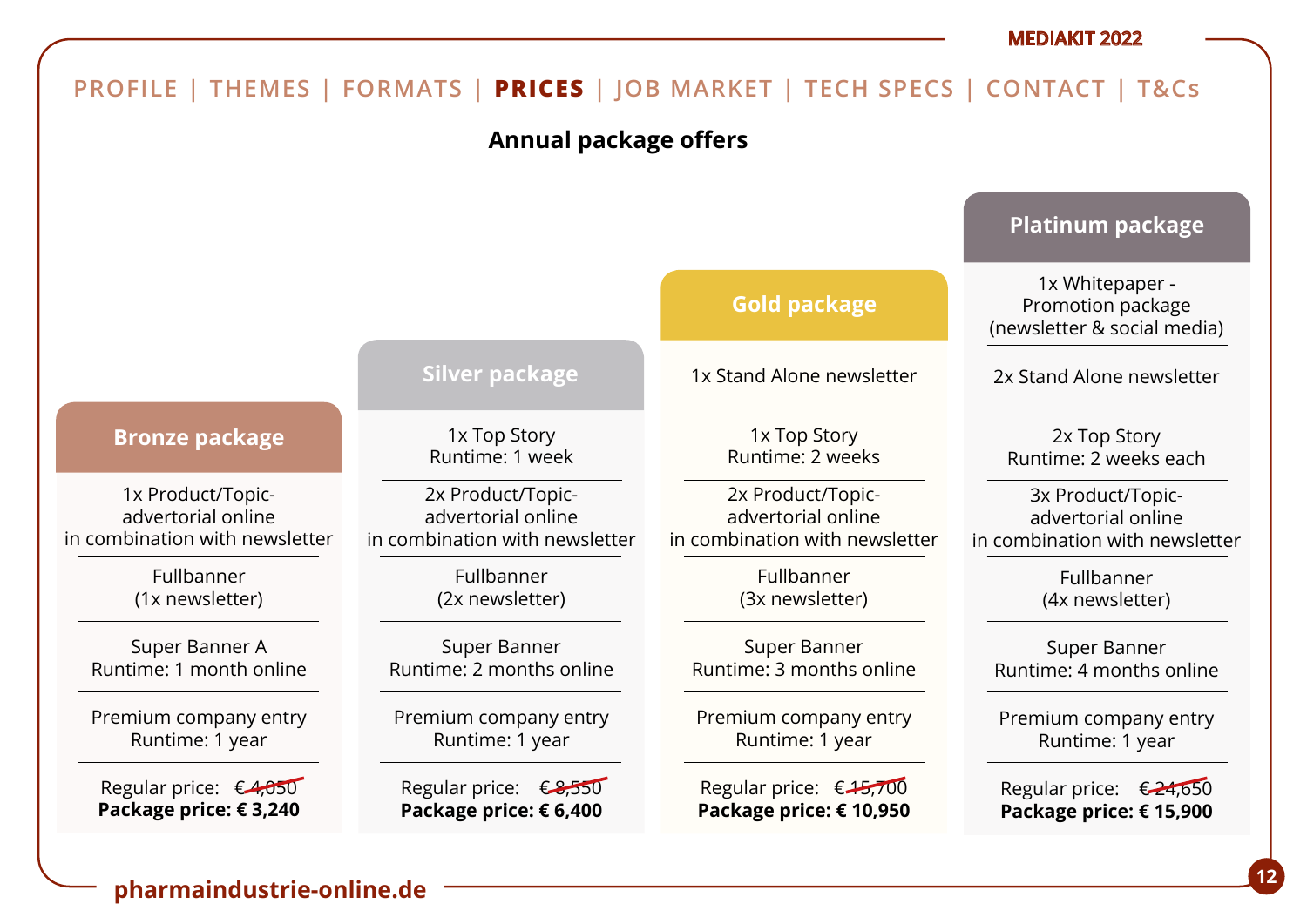PROFILE | THEMES | FORMATS | **PRICES** | JOB MARKET | TECH SPECS | CONTACT | T&Cs

## Annual package offers

| Bronze package | Silver package | Gold package | Platinum package |
|---|---|---|---|
| | | 1x Stand Alone newsletter | 1x Whitepaper - Promotion package (newsletter & social media) |
| | | | 2x Stand Alone newsletter |
| | 1x Top Story Runtime: 1 week | 1x Top Story Runtime: 2 weeks | 2x Top Story Runtime: 2 weeks each |
| 1x Product/Topic-advertorial online in combination with newsletter | 2x Product/Topic-advertorial online in combination with newsletter | 2x Product/Topic-advertorial online in combination with newsletter | 3x Product/Topic-advertorial online in combination with newsletter |
| Fullbanner (1x newsletter) | Fullbanner (2x newsletter) | Fullbanner (3x newsletter) | Fullbanner (4x newsletter) |
| Super Banner A Runtime: 1 month online | Super Banner Runtime: 2 months online | Super Banner Runtime: 3 months online | Super Banner Runtime: 4 months online |
| Premium company entry Runtime: 1 year | Premium company entry Runtime: 1 year | Premium company entry Runtime: 1 year | Premium company entry Runtime: 1 year |
| Regular price: ~~€ 4,050~~ | Regular price: ~~€ 8,550~~ | Regular price: ~~€ 15,700~~ | Regular price: ~~€ 24,650~~ |
| **Package price: € 3,240** | **Package price: € 6,400** | **Package price: € 10,950** | **Package price: € 15,900** |

pharmaindustrie-online.de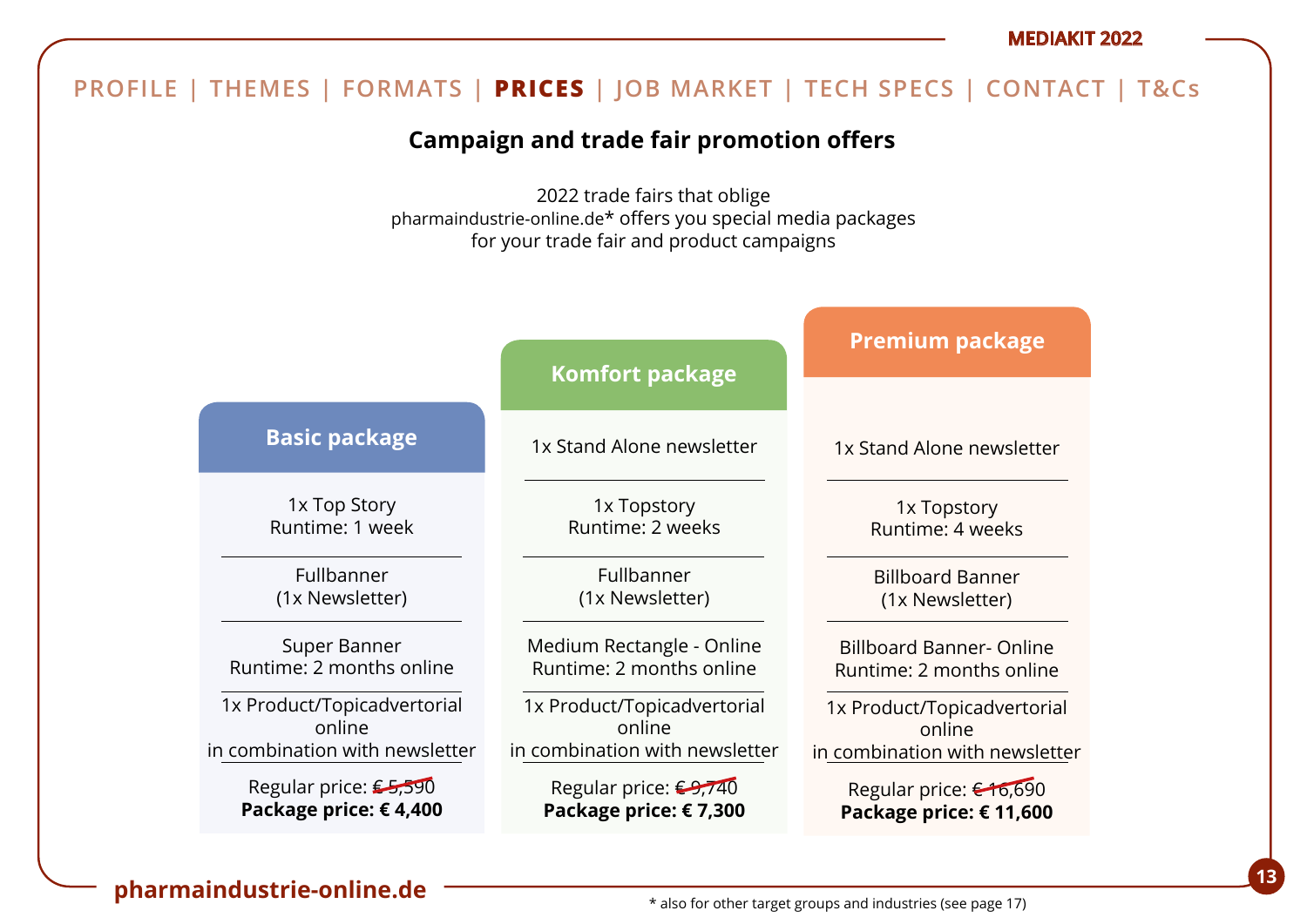PROFILE | THEMES | FORMATS | **PRICES** | JOB MARKET | TECH SPECS | CONTACT | T&Cs

## Campaign and trade fair promotion offers

2022 trade fairs that oblige
pharmaindustrie-online.de* offers you special media packages
for your trade fair and product campaigns

| Basic package | Komfort package | Premium package |
|---|---|---|
| | 1x Stand Alone newsletter | 1x Stand Alone newsletter |
| 1x Top Story<br>Runtime: 1 week | 1x Topstory<br>Runtime: 2 weeks | 1x Topstory<br>Runtime: 4 weeks |
| Fullbanner<br>(1x Newsletter) | Fullbanner<br>(1x Newsletter) | Billboard Banner<br>(1x Newsletter) |
| Super Banner<br>Runtime: 2 months online | Medium Rectangle - Online<br>Runtime: 2 months online | Billboard Banner- Online<br>Runtime: 2 months online |
| 1x Product/Topicadvertorial online<br>in combination with newsletter | 1x Product/Topicadvertorial online<br>in combination with newsletter | 1x Product/Topicadvertorial online<br>in combination with newsletter |
| Regular price: ~~€ 5,590~~<br>**Package price: € 4,400** | Regular price: ~~€ 9,740~~<br>**Package price: € 7,300** | Regular price: ~~€ 16,690~~<br>**Package price: € 11,600** |

pharmaindustrie-online.de

\* also for other target groups and industries (see page 17)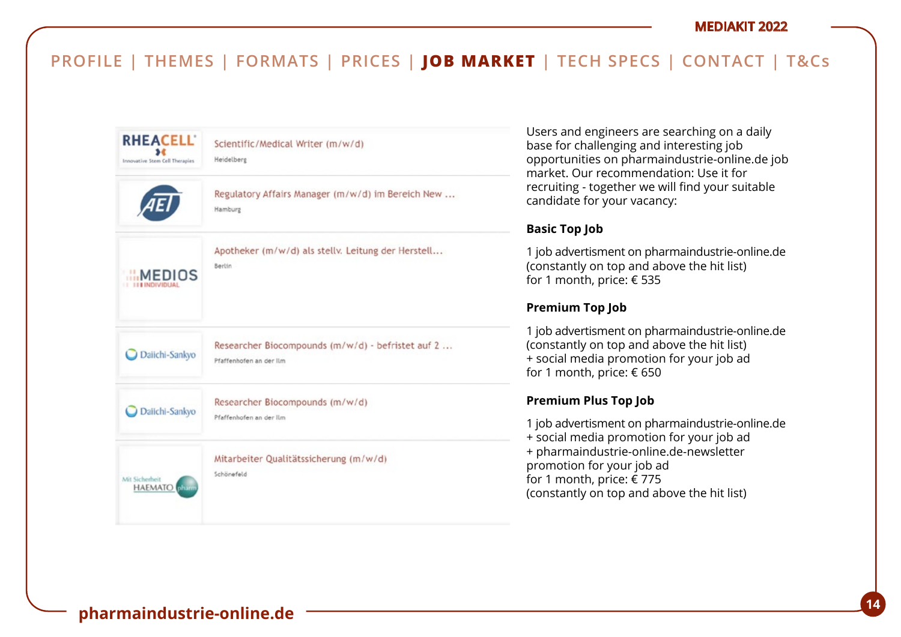PROFILE | THEMES | FORMATS | PRICES | **JOB MARKET** | TECH SPECS | CONTACT | T&Cs

| | |
|---|---|
| RHEACELL | Scientific/Medical Writer (m/w/d)<br>Heidelberg |
| AET | Regulatory Affairs Manager (m/w/d) im Bereich New ...<br>Hamburg |
| MEDIOS INDIVIDUAL | Apotheker (m/w/d) als stellv. Leitung der Herstell...<br>Berlin |
| Daiichi-Sankyo | Researcher Biocompounds (m/w/d) - befristet auf 2 ...<br>Pfaffenhofen an der Ilm |
| Daiichi-Sankyo | Researcher Biocompounds (m/w/d)<br>Pfaffenhofen an der Ilm |
| HAEMATO pharm | Mitarbeiter Qualitätssicherung (m/w/d)<br>Schönefeld |

Users and engineers are searching on a daily base for challenging and interesting job opportunities on pharmaindustrie-online.de job market. Our recommendation: Use it for recruiting - together we will find your suitable candidate for your vacancy:

**Basic Top Job**

1 job advertisment on pharmaindustrie-online.de
(constantly on top and above the hit list)
for 1 month, price: € 535

**Premium Top Job**

1 job advertisment on pharmaindustrie-online.de
(constantly on top and above the hit list)
+ social media promotion for your job ad
for 1 month, price: € 650

**Premium Plus Top Job**

1 job advertisment on pharmaindustrie-online.de
+ social media promotion for your job ad
+ pharmaindustrie-online.de-newsletter promotion for your job ad
for 1 month, price: € 775
(constantly on top and above the hit list)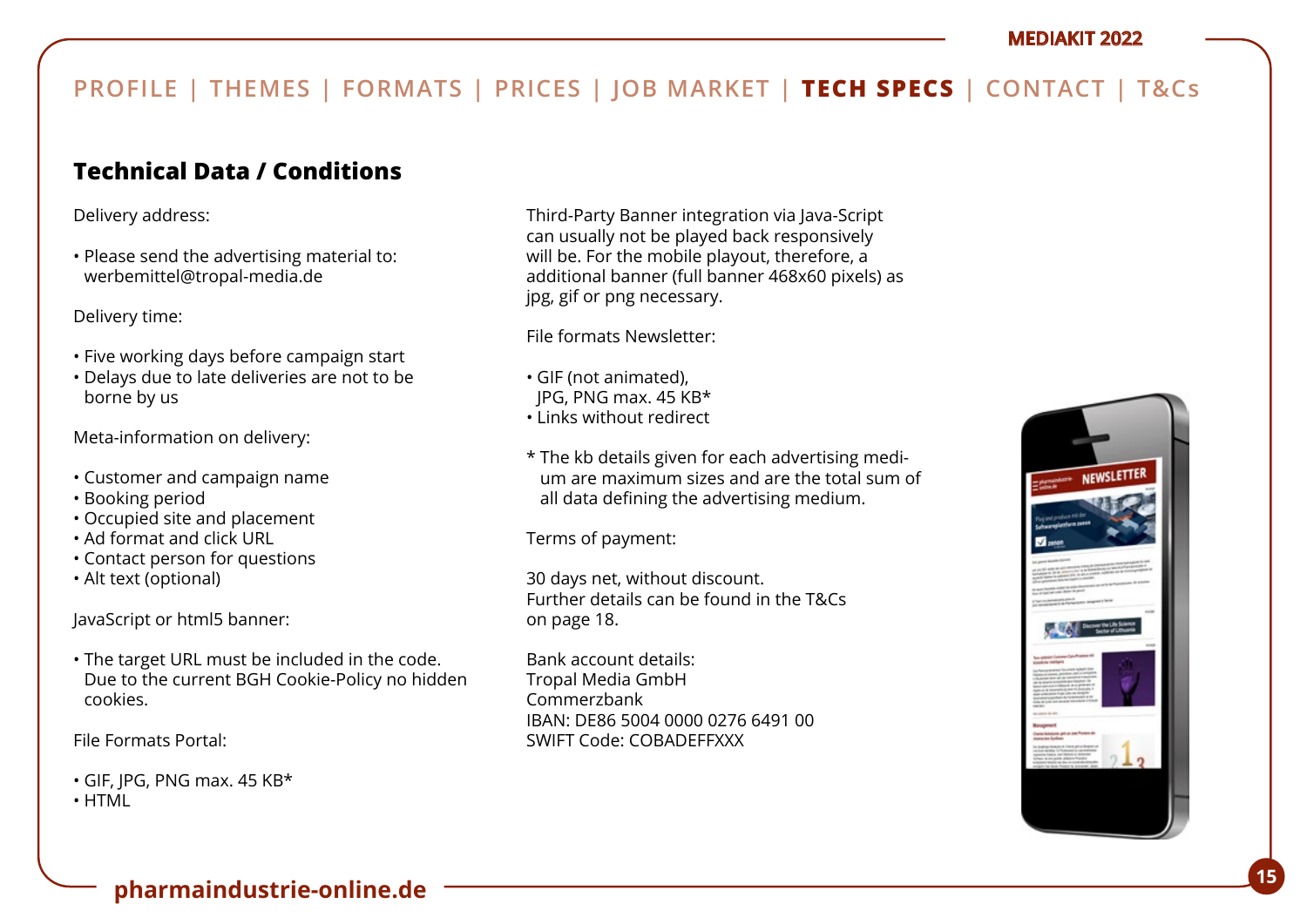## Technical Data / Conditions

Delivery address:

- Please send the advertising material to: werbemittel@tropal-media.de

Delivery time:

- Five working days before campaign start
- Delays due to late deliveries are not to be borne by us

Meta-information on delivery:

- Customer and campaign name
- Booking period
- Occupied site and placement
- Ad format and click URL
- Contact person for questions
- Alt text (optional)

JavaScript or html5 banner:

- The target URL must be included in the code. Due to the current BGH Cookie-Policy no hidden cookies.

File Formats Portal:

- GIF, JPG, PNG max. 45 KB*
- HTML

Third-Party Banner integration via Java-Script can usually not be played back responsively will be. For the mobile playout, therefore, a additional banner (full banner 468x60 pixels) as jpg, gif or png necessary.

File formats Newsletter:

- GIF (not animated), JPG, PNG max. 45 KB*
- Links without redirect

* The kb details given for each advertising medium are maximum sizes and are the total sum of all data defining the advertising medium.

Terms of payment:

30 days net, without discount.
Further details can be found in the T&Cs on page 18.

Bank account details:
Tropal Media GmbH
Commerzbank
IBAN: DE86 5004 0000 0276 6491 00
SWIFT Code: COBADEFFXXX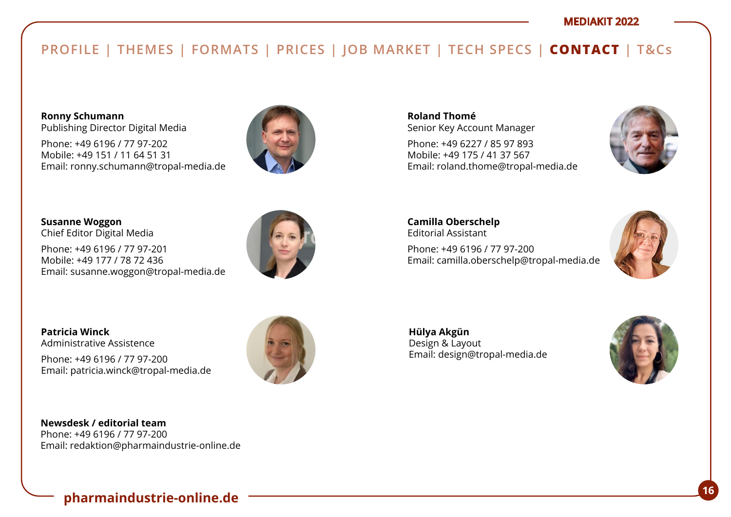PROFILE | THEMES | FORMATS | PRICES | JOB MARKET | TECH SPECS | **CONTACT** | T&Cs

**Ronny Schumann**
Publishing Director Digital Media

Phone: +49 6196 / 77 97-202
Mobile: +49 151 / 11 64 51 31
Email: ronny.schumann@tropal-media.de

**Roland Thomé**
Senior Key Account Manager

Phone: +49 6227 / 85 97 893
Mobile: +49 175 / 41 37 567
Email: roland.thome@tropal-media.de

**Susanne Woggon**
Chief Editor Digital Media

Phone: +49 6196 / 77 97-201
Mobile: +49 177 / 78 72 436
Email: susanne.woggon@tropal-media.de

**Camilla Oberschelp**
Editorial Assistant

Phone: +49 6196 / 77 97-200
Email: camilla.oberschelp@tropal-media.de

**Patricia Winck**
Administrative Assistence

Phone: +49 6196 / 77 97-200
Email: patricia.winck@tropal-media.de

**Hülya Akgün**
Design & Layout
Email: design@tropal-media.de

**Newsdesk / editorial team**
Phone: +49 6196 / 77 97-200
Email: redaktion@pharmaindustrie-online.de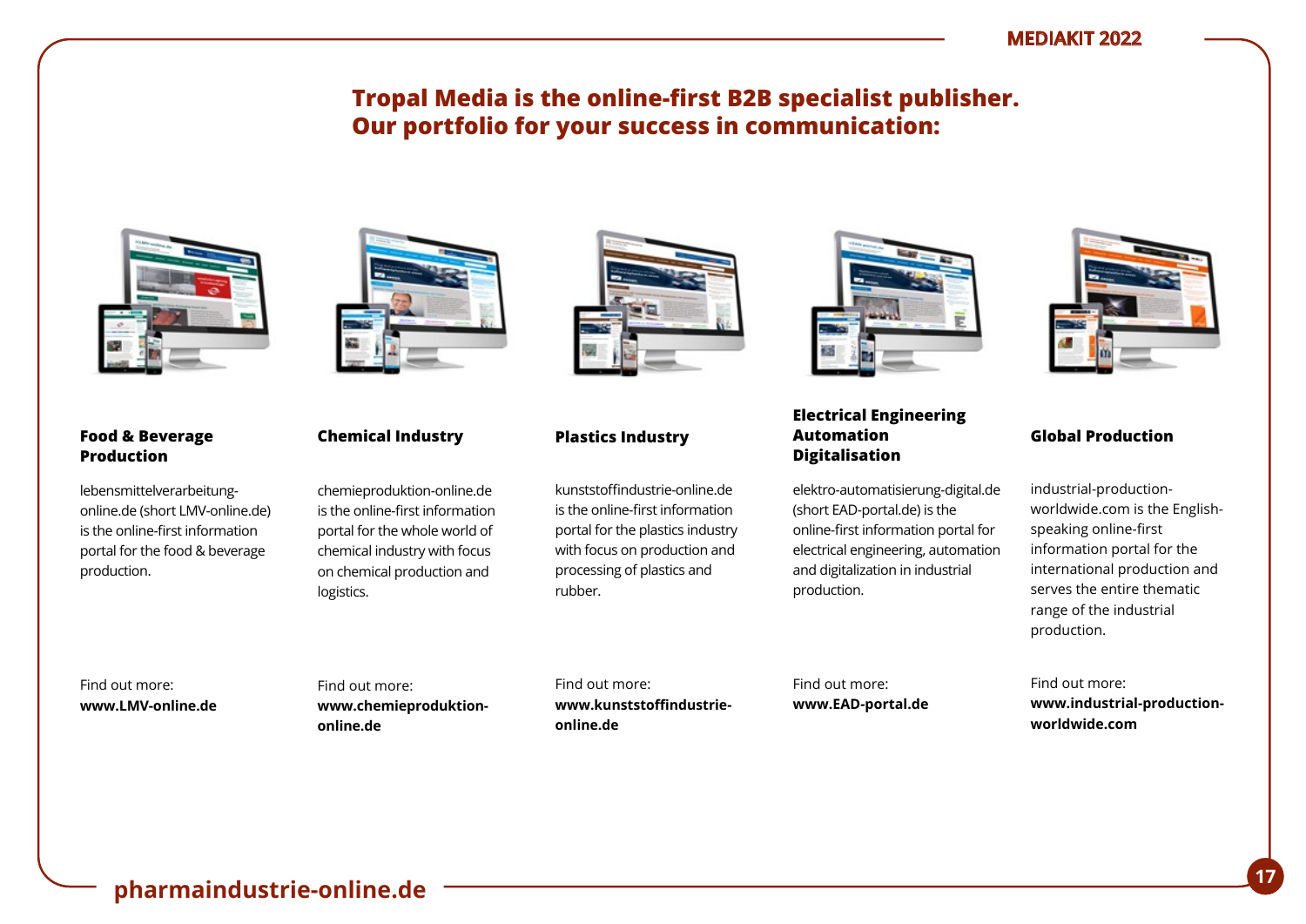## Tropal Media is the online-first B2B specialist publisher. Our portfolio for your success in communication:

### Food & Beverage Production

lebensmittelverarbeitung-online.de (short LMV-online.de) is the online-first information portal for the food & beverage production.

Find out more:
**www.LMV-online.de**

### Chemical Industry

chemieproduktion-online.de is the online-first information portal for the whole world of chemical industry with focus on chemical production and logistics.

Find out more:
**www.chemieproduktion-online.de**

### Plastics Industry

kunststoffindustrie-online.de is the online-first information portal for the plastics industry with focus on production and processing of plastics and rubber.

Find out more:
**www.kunststoffindustrie-online.de**

### Electrical Engineering Automation Digitalisation

elektro-automatisierung-digital.de (short EAD-portal.de) is the online-first information portal for electrical engineering, automation and digitalization in industrial production.

Find out more:
**www.EAD-portal.de**

### Global Production

industrial-production-worldwide.com is the English-speaking online-first information portal for the international production and serves the entire thematic range of the industrial production.

Find out more:
**www.industrial-production-worldwide.com**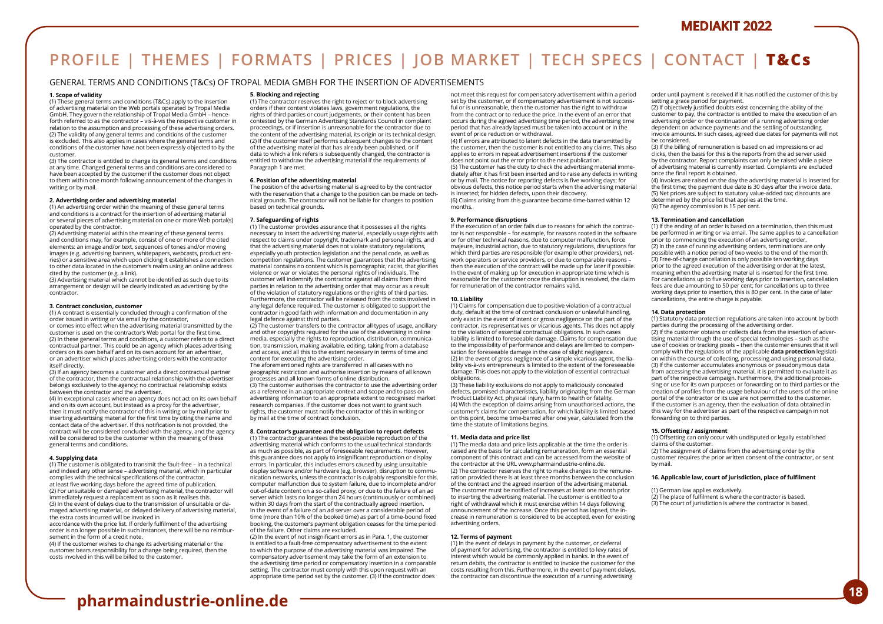# PROFILE | THEMES | FORMATS | PRICES | JOB MARKET | TECH SPECS | CONTACT | **T&Cs**

## GENERAL TERMS AND CONDITIONS (T&Cs) OF TROPAL MEDIA GMBH FOR THE INSERTION OF ADVERTISEMENTS

### 1. Scope of validity

(1) These general terms and conditions (T&Cs) apply to the insertion of advertising material on the Web portals operated by Tropal Media GmbH. They govern the relationship of Tropal Media GmbH – henceforth referred to as the contractor – vis-à-vis the respective customer in relation to the assumption and processing of these advertising orders.
(2) The validity of any general terms and conditions of the customer is excluded. This also applies in cases where the general terms and conditions of the customer have not been expressly objected to by the customer.
(3) The contractor is entitled to change its general terms and conditions at any time. Changed general terms and conditions are considered to have been accepted by the customer if the customer does not object to them within one month following announcement of the changes in writing or by mail.

### 2. Advertising order and advertising material

(1) An advertising order within the meaning of these general terms and conditions is a contract for the insertion of advertising material or several pieces of advertising material on one or more Web portal(s) operated by the contractor.
(2) Advertising material within the meaning of these general terms and conditions may, for example, consist of one or more of the cited elements: an image and/or text, sequences of tones and/or moving images (e.g. advertising banners, whitepapers, webcasts, product entries) or a sensitive area which upon clicking it establishes a connection to other data located in the customer's realm using an online address cited by the customer (e.g. a link).
(3) Advertising material which cannot be identified as such due to its arrangement or design will be clearly indicated as advertising by the contractor.

### 3. Contract conclusion, customer

(1) A contract is essentially concluded through a confirmation of the order issued in writing or via email by the contractor,
or comes into effect when the advertising material transmitted by the customer is used on the contractor's Web portal for the first time.
(2) In these general terms and conditions, a customer refers to a direct contractual partner. This could be an agency which places advertising orders on its own behalf and on its own account for an advertiser, or an advertiser which places advertising orders with the contractor itself directly.
(3) If an agency becomes a customer and a direct contractual partner of the contractor, then the contractual relationship with the advertiser belongs exclusively to the agency; no contractual relationship exists between the contractor and the advertiser.
(4) In exceptional cases where an agency does not act on its own behalf and on its own account, but instead as a proxy for the advertiser, then it must notify the contractor of this in writing or by mail prior to inserting advertising material for the first time by citing the name and contact data of the advertiser. If this notification is not provided, the contract will be considered concluded with the agency, and the agency will be considered to be the customer within the meaning of these general terms and conditions.

### 4. Supplying data

(1) The customer is obligated to transmit the fault-free – in a technical and indeed any other sense – advertising material, which in particular complies with the technical specifications of the contractor,
at least five working days before the agreed time of publication.
(2) For unsuitable or damaged advertising material, the contractor will immediately request a replacement as soon as it realises this.
(3) In the event of delays due to the transmission of unsuitable or damaged advertising material, or delayed delivery of advertising material, the extra costs incurred will be invoiced in
accordance with the price list. If orderly fulfilment of the advertising order is no longer possible in such instances, there will be no reimbursement in the form of a credit note.
(4) If the customer wishes to change its advertising material or the customer bears responsibility for a change being required, then the costs involved in this will be billed to the customer.

### 5. Blocking and rejecting

(1) The contractor reserves the right to reject or to block advertising orders if their content violates laws, government regulations, the rights of third parties or court judgements, or their content has been contested by the German Advertising Standards Council in complaint proceedings, or if insertion is unreasonable for the contractor due to the content of the advertising material, its origin or its technical design.
(2) If the customer itself performs subsequent changes to the content of the advertising material that has already been published, or if data to which a link refers is subsequently changed, the contractor is entitled to withdraw the advertising material if the requirements of Paragraph 1 are met.

### 6. Position of the advertising material

The position of the advertising material is agreed to by the contractor with the reservation that a change to the position can be made on technical grounds. The contractor will not be liable for changes to position based on technical grounds.

### 7. Safeguarding of rights

(1) The customer provides assurance that it possesses all the rights necessary to insert the advertising material, especially usage rights with respect to claims under copyright, trademark and personal rights, and that the advertising material does not violate statutory regulations, especially youth protection legislation and the penal code, as well as competition regulations. The customer guarantees that the advertising material contains no content which is pornographic, racist, that glorifies violence or war or violates the personal rights of individuals. The customer will indemnify the contractor against all claims from third parties in relation to the advertising order that may occur as a result of the violation of statutory regulations or the rights of third parties. Furthermore, the contractor will be released from the costs involved in any legal defence required. The customer is obligated to support the contractor in good faith with information and documentation in any legal defence against third parties.
(2) The customer transfers to the contractor all types of usage, ancillary and other copyrights required for the use of the advertising in online media, especially the rights to reproduction, distribution, communication, transmission, making available, editing, taking from a database and access, and all this to the extent necessary in terms of time and content for executing the advertising order.
The aforementioned rights are transferred in all cases with no geographic restriction and authorise insertion by means of all known processes and all known forms of online distribution.
(3) The customer authorises the contractor to use the advertising order as a reference in an appropriate context and scope and to pass on advertising information to an appropriate extent to recognised market research companies. If the customer does not want to grant such rights, the customer must notify the contractor of this in writing or by mail at the time of contract conclusion.

### 8. Contractor's guarantee and the obligation to report defects

(1) The contractor guarantees the best-possible reproduction of the advertising material which conforms to the usual technical standards as much as possible, as part of foreseeable requirements. However, this guarantee does not apply to insignificant reproduction or display errors. In particular, this includes errors caused by using unsuitable display software and/or hardware (e.g. browser), disruption to communication networks, unless the contractor is culpably responsible for this, computer malfunction due to system failure, due to incomplete and/or out-of-date content on a so-called proxy, or due to the failure of an ad server which lasts no longer than 24 hours (continuously or combined) within 30 days from the start of the contractually agreed insertion. In the event of a failure of an ad server over a considerable period of time (more than 10% of the booked time) as part of a time-bound fixed booking, the customer's payment obligation ceases for the time period of the failure. Other claims are excluded.
(2) In the event of not insignificant errors as in Para. 1, the customer is entitled to a fault-free compensatory advertisement to the extent to which the purpose of the advertising material was impaired. The compensatory advertisement may take the form of an extension to the advertising time period or compensatory insertion in a comparable setting. The contractor must comply with this upon request with an appropriate time period set by the customer. (3) If the contractor does not meet this request for compensatory advertisement within a period set by the customer, or if compensatory advertisement is not successful or is unreasonable, then the customer has the right to withdraw from the contract or to reduce the price. In the event of an error that occurs during the agreed advertising time period, the advertising time period that has already lapsed must be taken into account or in the event of price reduction or withdrawal.
(4) If errors are attributed to latent defects in the data transmitted by the customer, then the customer is not entitled to any claims. This also applies to errors in repeat advertisement insertions if the customer does not point out the error prior to the next publication.
(5) The customer has the duty to check the advertising material immediately after it has first been inserted and to raise any defects in writing or by mail. The notice for reporting defects is five working days; for obvious defects, this notice period starts when the advertising material is inserted; for hidden defects, upon their discovery.
(6) Claims arising from this guarantee become time-barred within 12 months.

### 9. Performance disruptions

If the execution of an order fails due to reasons for which the contractor is not responsible – for example, for reasons rooted in the software or for other technical reasons, due to computer malfunction, force majeure, industrial action, due to statutory regulations, disruptions for which third parties are responsible (for example other providers), network operators or service providers, or due to comparable reasons – then the execution of the contract will be made up for later if possible. In the event of making up for execution in appropriate time which is reasonable for the customer once the disruption is resolved, the claim for remuneration of the contractor remains valid.

### 10. Liability

(1) Claims for compensation due to positive violation of a contractual duty, default at the time of contract conclusion or unlawful handling, only exist in the event of intent or gross negligence on the part of the contractor, its representatives or vicarious agents. This does not apply to the violation of essential contractual obligations. In such cases liability is limited to foreseeable damage. Claims for compensation due to the impossibility of performance and delays are limited to compensation for foreseeable damage in the case of slight negligence.
(2) In the event of gross negligence of a simple vicarious agent, the liability vis-à-vis entrepreneurs is limited to the extent of the foreseeable damage. This does not apply to the violation of essential contractual obligations.
(3) These liability exclusions do not apply to maliciously concealed defects, promised characteristics, liability originating from the German Product Liability Act, physical injury, harm to health or fatality.
(4) With the exception of claims arising from unauthorised actions, the customer's claims for compensation, for which liability is limited based on this point, become time-barred after one year, calculated from the time the statute of limitations begins.

### 11. Media data and price list

(1) The media data and price lists applicable at the time the order is raised are the basis for calculating remuneration, form an essential component of this contract and can be accessed from the website of the contractor at the URL www.pharmaindustrie-online.de.
(2) The contractor reserves the right to make changes to the remuneration provided there is at least three months between the conclusion of the contract and the agreed insertion of the advertising material. The customer must be notified of increases at least one month prior to inserting the advertising material. The customer is entitled to a right of withdrawal which it must exercise within 14 days following announcement of the increase. Once this period has lapsed, the increase in remuneration is considered to be accepted, even for existing advertising orders.

### 12. Terms of payment

(1) In the event of delays in payment by the customer, or deferral of payment for advertising, the contractor is entitled to levy rates of interest which would be commonly applied in banks. In the event of return debits, the contractor is entitled to invoice the customer for the costs resulting from this. Furthermore, in the event of payment delays, the contractor can discontinue the execution of a running advertising order until payment is received if it has notified the customer of this by setting a grace period for payment.
(2) If objectively justified doubts exist concerning the ability of the customer to pay, the contractor is entitled to make the execution of an advertising order or the continuation of a running advertising order dependent on advance payments and the settling of outstanding invoice amounts. In such cases, agreed due dates for payments will not be considered.
(3) If the billing of remuneration is based on ad impressions or ad clicks, then the basis for this is the reports from the ad server used by the contractor. Report complaints can only be raised while a piece of advertising material is currently inserted. Complaints are excluded once the final report is obtained.
(4) Invoices are raised on the day the advertising material is inserted for the first time; the payment due date is 30 days after the invoice date.
(5) Net prices are subject to statutory value-added tax; discounts are determined by the price list that applies at the time.
(6) The agency commission is 15 per cent.

### 13. Termination and cancellation

(1) If the ending of an order is based on a termination, then this must be performed in writing or via email. The same applies to a cancellation prior to commencing the execution of an advertising order.
(2) In the case of running advertising orders, terminations are only possible with a notice period of two weeks to the end of the month.
(3) Free-of-charge cancellation is only possible ten working days prior to the agreed execution of the advertising order at the latest, meaning when the advertising material is inserted for the first time. For cancellations up to five working days prior to insertion, cancellation fees are due amounting to 50 per cent; for cancellations up to three working days prior to insertion, this is 80 per cent. In the case of later cancellations, the entire charge is payable.

### 14. Data protection

(1) Statutory data protection regulations are taken into account by both parties during the processing of the advertising order.
(2) If the customer obtains or collects data from the insertion of advertising material through the use of special technologies – such as the use of cookies or tracking pixels – then the customer ensures that it will comply with the regulations of the applicable **data protection** legislation within the course of collecting, processing and using personal data.
(3) If the customer accumulates anonymous or pseudonymous data from accessing the advertising material, it is permitted to evaluate it as part of the respective campaign. Furthermore, the additional processing or use for its own purposes or forwarding on to third parties or the creation of profiles from the usage behaviour of the users of the online portal of the contractor or its use are not permitted to the customer. If the customer is an agency, then the evaluation of data obtained in this way for the advertiser as part of the respective campaign in not forwarding on to third parties.

### 15. Offsetting / assignment

(1) Offsetting can only occur with undisputed or legally established claims of the customer.
(2) The assignment of claims from the advertising order by the customer requires the prior written consent of the contractor, or sent by mail.

### 16. Applicable law, court of jurisdiction, place of fulfilment

(1) German law applies exclusively.
(2) The place of fulfilment is where the contractor is based.
(3) The court of jurisdiction is where the contractor is based.